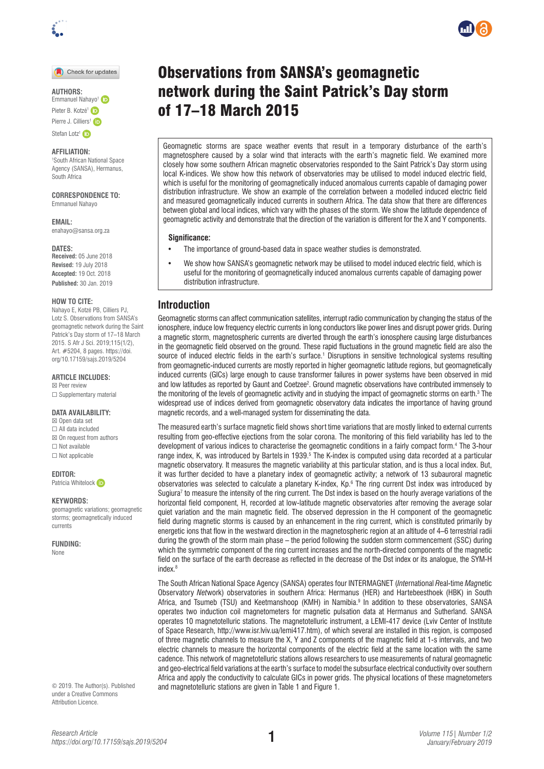# Observations from SANSA's geomagnetic network during the Saint Patrick's Day storm of 17–18 March 2015

**AUTHORS:**
Emmanuel Nahayo[1]
Pieter B. Kotzé[1]
Pierre J. Cilliers[1]
Stefan Lotz[1]

**AFFILIATION:**
[1]South African National Space Agency (SANSA), Hermanus, South Africa

**CORRESPONDENCE TO:**
Emmanuel Nahayo

**EMAIL:**
enahayo@sansa.org.za

**DATES:**
**Received:** 05 June 2018
**Revised:** 19 July 2018
**Accepted:** 19 Oct. 2018
**Published:** 30 Jan. 2019

**HOW TO CITE:**
Nahayo E, Kotzé PB, Cilliers PJ, Lotz S. Observations from SANSA's geomagnetic network during the Saint Patrick's Day storm of 17–18 March 2015. S Afr J Sci. 2019;115(1/2), Art. #5204, 8 pages. https://doi.org/10.17159/sajs.2019/5204

**ARTICLE INCLUDES:**
☒ Peer review
☐ Supplementary material

**DATA AVAILABILITY:**
☒ Open data set
☐ All data included
☒ On request from authors
☐ Not available
☐ Not applicable

**EDITOR:**
Patricia Whitelock

**KEYWORDS:**
geomagnetic variations; geomagnetic storms; geomagnetically induced currents

**FUNDING:**
None

© 2019. The Author(s). Published under a Creative Commons Attribution Licence.

Geomagnetic storms are space weather events that result in a temporary disturbance of the earth's magnetosphere caused by a solar wind that interacts with the earth's magnetic field. We examined more closely how some southern African magnetic observatories responded to the Saint Patrick's Day storm using local K-indices. We show how this network of observatories may be utilised to model induced electric field, which is useful for the monitoring of geomagnetically induced anomalous currents capable of damaging power distribution infrastructure. We show an example of the correlation between a modelled induced electric field and measured geomagnetically induced currents in southern Africa. The data show that there are differences between global and local indices, which vary with the phases of the storm. We show the latitude dependence of geomagnetic activity and demonstrate that the direction of the variation is different for the X and Y components.

**Significance:**

- The importance of ground-based data in space weather studies is demonstrated.
- We show how SANSA's geomagnetic network may be utilised to model induced electric field, which is useful for the monitoring of geomagnetically induced anomalous currents capable of damaging power distribution infrastructure.

## Introduction

Geomagnetic storms can affect communication satellites, interrupt radio communication by changing the status of the ionosphere, induce low frequency electric currents in long conductors like power lines and disrupt power grids. During a magnetic storm, magnetospheric currents are diverted through the earth's ionosphere causing large disturbances in the geomagnetic field observed on the ground. These rapid fluctuations in the ground magnetic field are also the source of induced electric fields in the earth's surface.[1] Disruptions in sensitive technological systems resulting from geomagnetic-induced currents are mostly reported in higher geomagnetic latitude regions, but geomagnetically induced currents (GICs) large enough to cause transformer failures in power systems have been observed in mid and low latitudes as reported by Gaunt and Coetzee[2]. Ground magnetic observations have contributed immensely to the monitoring of the levels of geomagnetic activity and in studying the impact of geomagnetic storms on earth.[3] The widespread use of indices derived from geomagnetic observatory data indicates the importance of having ground magnetic records, and a well-managed system for disseminating the data.

The measured earth's surface magnetic field shows short time variations that are mostly linked to external currents resulting from geo-effective ejections from the solar corona. The monitoring of this field variability has led to the development of various indices to characterise the geomagnetic conditions in a fairly compact form.[4] The 3-hour range index, K, was introduced by Bartels in 1939.[5] The K-index is computed using data recorded at a particular magnetic observatory. It measures the magnetic variability at this particular station, and is thus a local index. But, it was further decided to have a planetary index of geomagnetic activity; a network of 13 subauroral magnetic observatories was selected to calculate a planetary K-index, Kp.[6] The ring current Dst index was introduced by Sugiura[7] to measure the intensity of the ring current. The Dst index is based on the hourly average variations of the horizontal field component, H, recorded at low-latitude magnetic observatories after removing the average solar quiet variation and the main magnetic field. The observed depression in the H component of the geomagnetic field during magnetic storms is caused by an enhancement in the ring current, which is constituted primarily by energetic ions that flow in the westward direction in the magnetospheric region at an altitude of 4–6 terrestrial radii during the growth of the storm main phase – the period following the sudden storm commencement (SSC) during which the symmetric component of the ring current increases and the north-directed components of the magnetic field on the surface of the earth decrease as reflected in the decrease of the Dst index or its analogue, the SYM-H index.[8]

The South African National Space Agency (SANSA) operates four INTERMAGNET (*Inter*national *R*eal-time *Mag*netic Observatory *Net*work) observatories in southern Africa: Hermanus (HER) and Hartebeesthoek (HBK) in South Africa, and Tsumeb (TSU) and Keetmanshoop (KMH) in Namibia.[9] In addition to these observatories, SANSA operates two induction coil magnetometers for magnetic pulsation data at Hermanus and Sutherland. SANSA operates 10 magnetotelluric stations. The magnetotelluric instrument, a LEMI-417 device (Lviv Center of Institute of Space Research, http://www.isr.lviv.ua/lemi417.htm), of which several are installed in this region, is composed of three magnetic channels to measure the X, Y and Z components of the magnetic field at 1-s intervals, and two electric channels to measure the horizontal components of the electric field at the same location with the same cadence. This network of magnetotelluric stations allows researchers to use measurements of natural geomagnetic and geo-electrical field variations at the earth's surface to model the subsurface electrical conductivity over southern Africa and apply the conductivity to calculate GICs in power grids. The physical locations of these magnetometers and magnetotelluric stations are given in Table 1 and Figure 1.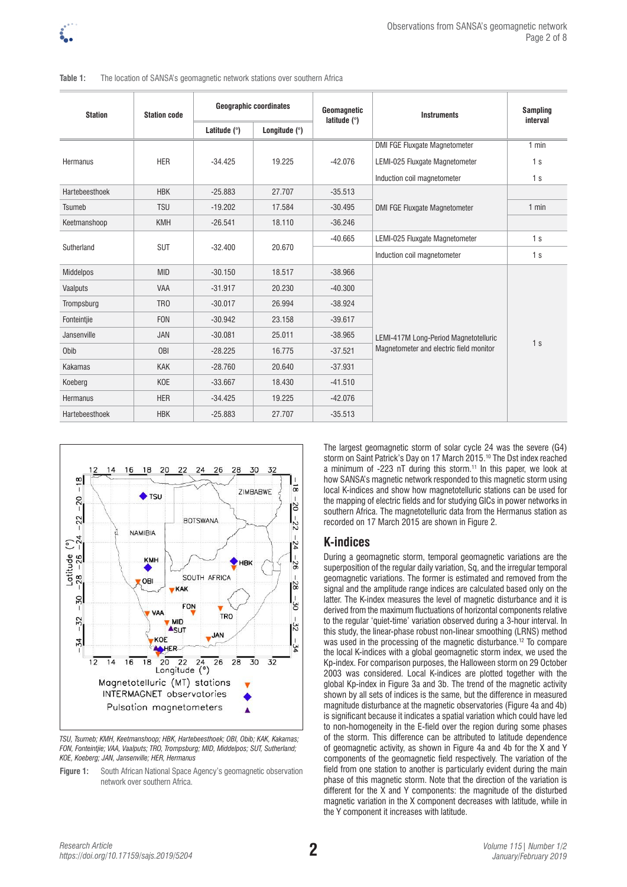**Table 1:** The location of SANSA's geomagnetic network stations over southern Africa

| Station | Station code | Geographic coordinates | | Geomagnetic latitude (°) | Instruments | Sampling interval |
|---|---|---|---|---|---|---|
| | | Latitude (°) | Longitude (°) | | | |
| Hermanus | HER | -34.425 | 19.225 | -42.076 | DMI FGE Fluxgate Magnetometer | 1 min |
| | | | | | LEMI-025 Fluxgate Magnetometer | 1 s |
| | | | | | Induction coil magnetometer | 1 s |
| Hartebeesthoek | HBK | -25.883 | 27.707 | -35.513 | DMI FGE Fluxgate Magnetometer | 1 min |
| Tsumeb | TSU | -19.202 | 17.584 | -30.495 | DMI FGE Fluxgate Magnetometer | 1 min |
| Keetmanshoop | KMH | -26.541 | 18.110 | -36.246 | DMI FGE Fluxgate Magnetometer | 1 min |
| Sutherland | SUT | -32.400 | 20.670 | -40.665 | LEMI-025 Fluxgate Magnetometer | 1 s |
| | | | | | Induction coil magnetometer | 1 s |
| Middelpos | MID | -30.150 | 18.517 | -38.966 | LEMI-417M Long-Period Magnetotelluric Magnetometer and electric field monitor | 1 s |
| Vaalputs | VAA | -31.917 | 20.230 | -40.300 | LEMI-417M Long-Period Magnetotelluric Magnetometer and electric field monitor | 1 s |
| Trompsburg | TRO | -30.017 | 26.994 | -38.924 | LEMI-417M Long-Period Magnetotelluric Magnetometer and electric field monitor | 1 s |
| Fonteintjie | FON | -30.942 | 23.158 | -39.617 | LEMI-417M Long-Period Magnetotelluric Magnetometer and electric field monitor | 1 s |
| Jansenville | JAN | -30.081 | 25.011 | -38.965 | LEMI-417M Long-Period Magnetotelluric Magnetometer and electric field monitor | 1 s |
| Obib | OBI | -28.225 | 16.775 | -37.521 | LEMI-417M Long-Period Magnetotelluric Magnetometer and electric field monitor | 1 s |
| Kakamas | KAK | -28.760 | 20.640 | -37.931 | LEMI-417M Long-Period Magnetotelluric Magnetometer and electric field monitor | 1 s |
| Koeberg | KOE | -33.667 | 18.430 | -41.510 | LEMI-417M Long-Period Magnetotelluric Magnetometer and electric field monitor | 1 s |
| Hermanus | HER | -34.425 | 19.225 | -42.076 | LEMI-417M Long-Period Magnetotelluric Magnetometer and electric field monitor | 1 s |
| Hartebeesthoek | HBK | -25.883 | 27.707 | -35.513 | LEMI-417M Long-Period Magnetotelluric Magnetometer and electric field monitor | 1 s |

12 14 16 18 20 22 24 26 28 30 32
Latitude (°)
-18 -20 -22 -24 -26 -28 -30 -32 -34
ZIMBABWE
BOTSWANA
NAMIBIA
SOUTH AFRICA
TSU
KMH
HBK
OBI
KAK
FON
TRO
VAA
MID
SUT
JAN
KOE
HER
Longitude (°)
Magnetotelluric (MT) stations
INTERMAGNET observatories
Pulsation magnetometers

*TSU, Tsumeb; KMH, Keetmanshoop; HBK, Hartebeesthoek; OBI, Obib; KAK, Kakamas; FON, Fonteintjie; VAA, Vaalputs; TRO, Trompsburg; MID, Middelpos; SUT, Sutherland; KOE, Koeberg; JAN, Jansenville; HER, Hermanus*

**Figure 1:** South African National Space Agency's geomagnetic observation network over southern Africa.

The largest geomagnetic storm of solar cycle 24 was the severe (G4) storm on Saint Patrick's Day on 17 March 2015.[10] The Dst index reached a minimum of -223 nT during this storm.[11] In this paper, we look at how SANSA's magnetic network responded to this magnetic storm using local K-indices and show how magnetotelluric stations can be used for the mapping of electric fields and for studying GICs in power networks in southern Africa. The magnetotelluric data from the Hermanus station as recorded on 17 March 2015 are shown in Figure 2.

## K-indices

During a geomagnetic storm, temporal geomagnetic variations are the superposition of the regular daily variation, Sq, and the irregular temporal geomagnetic variations. The former is estimated and removed from the signal and the amplitude range indices are calculated based only on the latter. The K-index measures the level of magnetic disturbance and it is derived from the maximum fluctuations of horizontal components relative to the regular 'quiet-time' variation observed during a 3-hour interval. In this study, the linear-phase robust non-linear smoothing (LRNS) method was used in the processing of the magnetic disturbance.[12] To compare the local K-indices with a global geomagnetic storm index, we used the Kp-index. For comparison purposes, the Halloween storm on 29 October 2003 was considered. Local K-indices are plotted together with the global Kp-index in Figure 3a and 3b. The trend of the magnetic activity shown by all sets of indices is the same, but the difference in measured magnitude disturbance at the magnetic observatories (Figure 4a and 4b) is significant because it indicates a spatial variation which could have led to non-homogeneity in the E-field over the region during some phases of the storm. This difference can be attributed to latitude dependence of geomagnetic activity, as shown in Figure 4a and 4b for the X and Y components of the geomagnetic field respectively. The variation of the field from one station to another is particularly evident during the main phase of this magnetic storm. Note that the direction of the variation is different for the X and Y components: the magnitude of the disturbed magnetic variation in the X component decreases with latitude, while in the Y component it increases with latitude.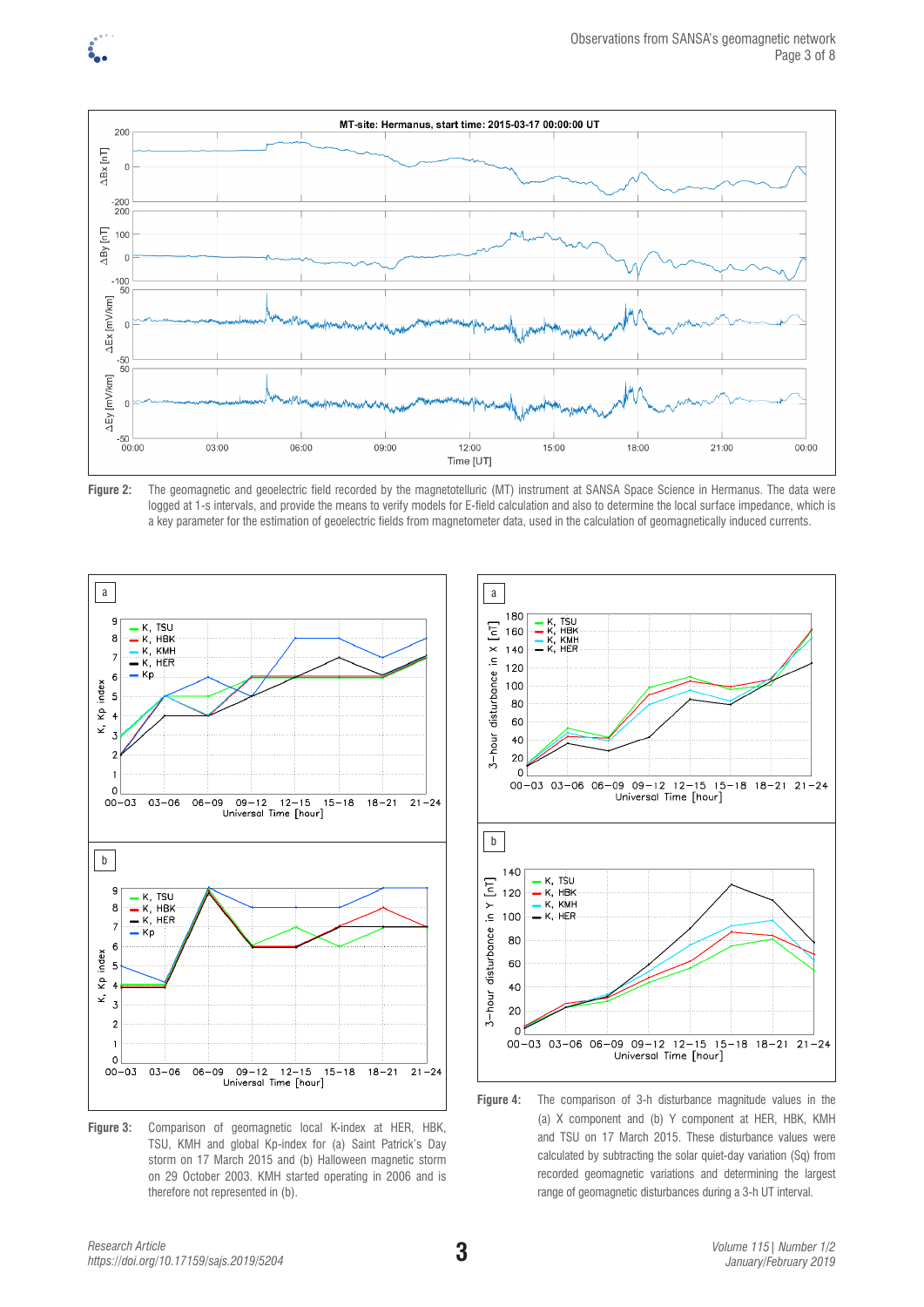**Figure 2:** The geomagnetic and geoelectric field recorded by the magnetotelluric (MT) instrument at SANSA Space Science in Hermanus. The data were logged at 1-s intervals, and provide the means to verify models for E-field calculation and also to determine the local surface impedance, which is a key parameter for the estimation of geoelectric fields from magnetometer data, used in the calculation of geomagnetically induced currents.

**Figure 3:** Comparison of geomagnetic local K-index at HER, HBK, TSU, KMH and global Kp-index for (a) Saint Patrick's Day storm on 17 March 2015 and (b) Halloween magnetic storm on 29 October 2003. KMH started operating in 2006 and is therefore not represented in (b).

**Figure 4:** The comparison of 3-h disturbance magnitude values in the (a) X component and (b) Y component at HER, HBK, KMH and TSU on 17 March 2015. These disturbance values were calculated by subtracting the solar quiet-day variation (Sq) from recorded geomagnetic variations and determining the largest range of geomagnetic disturbances during a 3-h UT interval.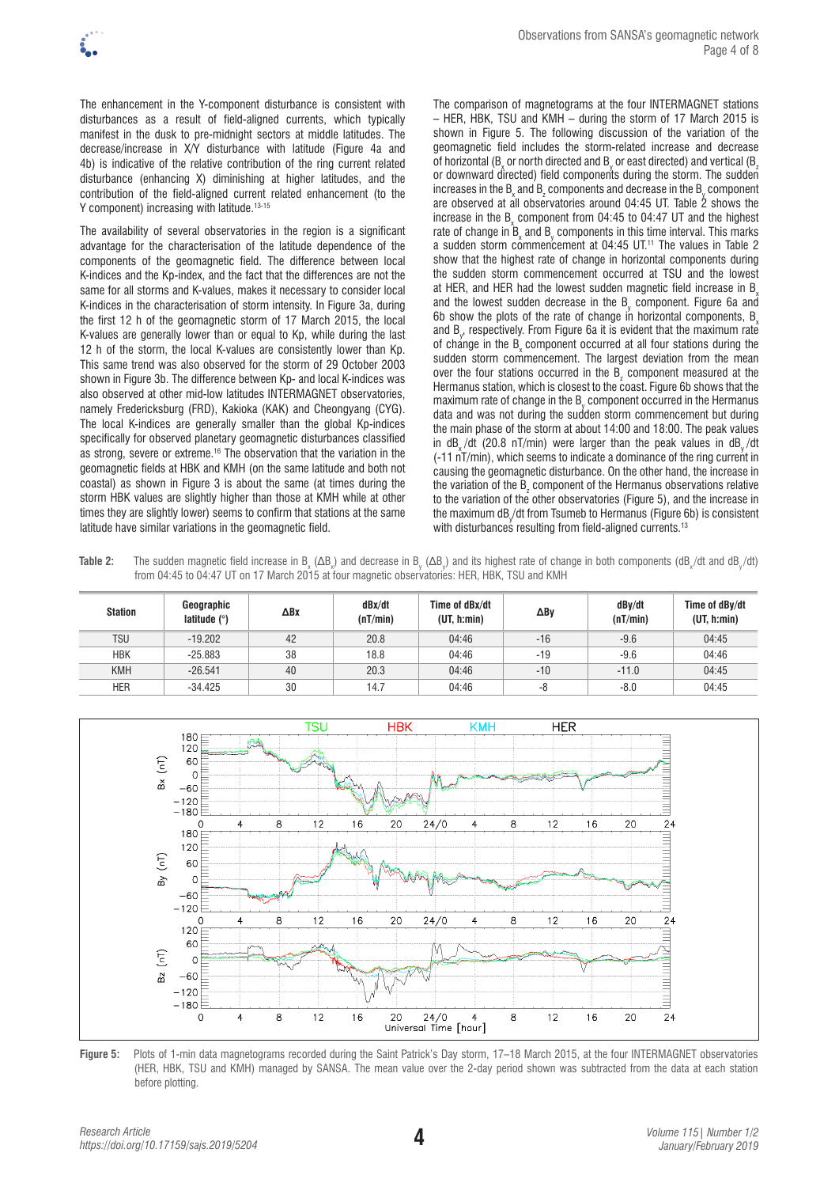The enhancement in the Y-component disturbance is consistent with disturbances as a result of field-aligned currents, which typically manifest in the dusk to pre-midnight sectors at middle latitudes. The decrease/increase in X/Y disturbance with latitude (Figure 4a and 4b) is indicative of the relative contribution of the ring current related disturbance (enhancing X) diminishing at higher latitudes, and the contribution of the field-aligned current related enhancement (to the Y component) increasing with latitude.[13-15]

The availability of several observatories in the region is a significant advantage for the characterisation of the latitude dependence of the components of the geomagnetic field. The difference between local K-indices and the Kp-index, and the fact that the differences are not the same for all storms and K-values, makes it necessary to consider local K-indices in the characterisation of storm intensity. In Figure 3a, during the first 12 h of the geomagnetic storm of 17 March 2015, the local K-values are generally lower than or equal to Kp, while during the last 12 h of the storm, the local K-values are consistently lower than Kp. This same trend was also observed for the storm of 29 October 2003 shown in Figure 3b. The difference between Kp- and local K-indices was also observed at other mid-low latitudes INTERMAGNET observatories, namely Fredericksburg (FRD), Kakioka (KAK) and Cheongyang (CYG). The local K-indices are generally smaller than the global Kp-indices specifically for observed planetary geomagnetic disturbances classified as strong, severe or extreme.[16] The observation that the variation in the geomagnetic fields at HBK and KMH (on the same latitude and both not coastal) as shown in Figure 3 is about the same (at times during the storm HBK values are slightly higher than those at KMH while at other times they are slightly lower) seems to confirm that stations at the same latitude have similar variations in the geomagnetic field.

The comparison of magnetograms at the four INTERMAGNET stations – HER, HBK, TSU and KMH – during the storm of 17 March 2015 is shown in Figure 5. The following discussion of the variation of the geomagnetic field includes the storm-related increase and decrease of horizontal ($B_x$ or north directed and $B_y$ or east directed) and vertical ($B_z$ or downward directed) field components during the storm. The sudden increases in the $B_x$ and $B_z$ components and decrease in the $B_y$ component are observed at all observatories around 04:45 UT. Table 2 shows the increase in the $B_x$ component from 04:45 to 04:47 UT and the highest rate of change in $B_x$ and $B_y$ components in this time interval. This marks a sudden storm commencement at 04:45 UT.[11] The values in Table 2 show that the highest rate of change in horizontal components during the sudden storm commencement occurred at TSU and the lowest at HER, and HER had the lowest sudden magnetic field increase in $B_x$ and the lowest sudden decrease in the $B_y$ component. Figure 6a and 6b show the plots of the rate of change in horizontal components, $B_x$ and $B_y$, respectively. From Figure 6a it is evident that the maximum rate of change in the $B_x$ component occurred at all four stations during the sudden storm commencement. The largest deviation from the mean over the four stations occurred in the $B_z$ component measured at the Hermanus station, which is closest to the coast. Figure 6b shows that the maximum rate of change in the $B_y$ component occurred in the Hermanus data and was not during the sudden storm commencement but during the main phase of the storm at about 14:00 and 18:00. The peak values in $dB_x/dt$ (20.8 nT/min) were larger than the peak values in $dB_y/dt$ (-11 nT/min), which seems to indicate a dominance of the ring current in causing the geomagnetic disturbance. On the other hand, the increase in the variation of the $B_z$ component of the Hermanus observations relative to the variation of the other observatories (Figure 5), and the increase in the maximum $dB_y/dt$ from Tsumeb to Hermanus (Figure 6b) is consistent with disturbances resulting from field-aligned currents.[13]

**Table 2:** The sudden magnetic field increase in $B_x$ ($\Delta B_x$) and decrease in $B_y$ ($\Delta B_y$) and its highest rate of change in both components ($dB_x/dt$ and $dB_y/dt$) from 04:45 to 04:47 UT on 17 March 2015 at four magnetic observatories: HER, HBK, TSU and KMH

| Station | Geographic latitude (°) | ΔBx | dBx/dt (nT/min) | Time of dBx/dt (UT, h:min) | ΔBy | dBy/dt (nT/min) | Time of dBy/dt (UT, h:min) |
|---|---|---|---|---|---|---|---|
| TSU | -19.202 | 42 | 20.8 | 04:46 | -16 | -9.6 | 04:45 |
| HBK | -25.883 | 38 | 18.8 | 04:46 | -19 | -9.6 | 04:46 |
| KMH | -26.541 | 40 | 20.3 | 04:46 | -10 | -11.0 | 04:45 |
| HER | -34.425 | 30 | 14.7 | 04:46 | -8 | -8.0 | 04:45 |

TSU HBK KMH HER

Bx (nT)

By (nT)

Bz (nT)

Universal Time [hour]

**Figure 5:** Plots of 1-min data magnetograms recorded during the Saint Patrick's Day storm, 17–18 March 2015, at the four INTERMAGNET observatories (HER, HBK, TSU and KMH) managed by SANSA. The mean value over the 2-day period shown was subtracted from the data at each station before plotting.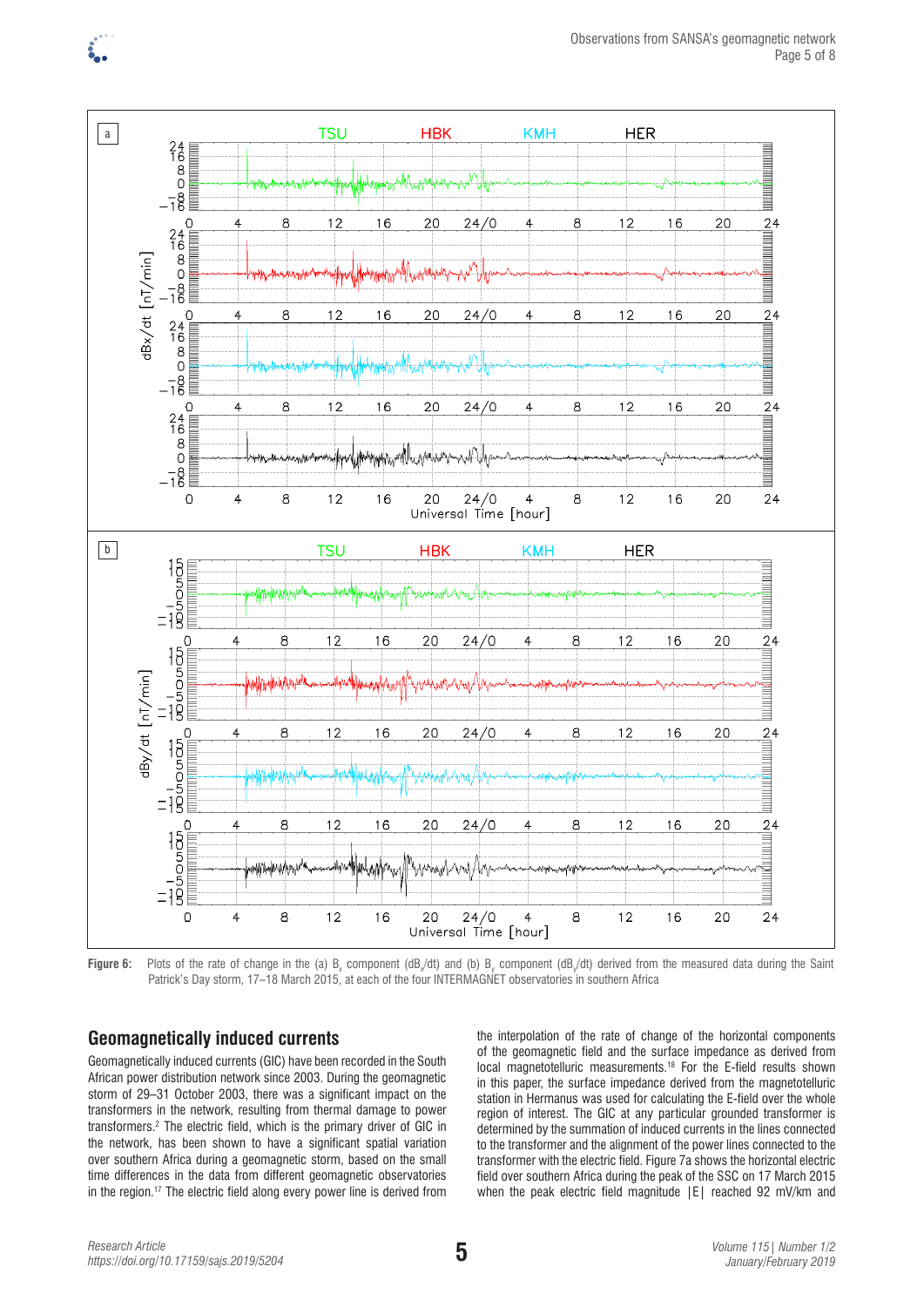a

TSU HBK KMH HER

dBx/dt [nT/min]

24 16 8 0 −8 −16

0 4 8 12 16 20 24/0 4 8 12 16 20 24

Universal Time [hour]

b

TSU HBK KMH HER

dBy/dt [nT/min]

15 10 5 0 −5 −10 −15

0 4 8 12 16 20 24/0 4 8 12 16 20 24

Universal Time [hour]

**Figure 6:** Plots of the rate of change in the (a) $B_x$ component ($dB_x/dt$) and (b) $B_y$ component ($dB_y/dt$) derived from the measured data during the Saint Patrick's Day storm, 17–18 March 2015, at each of the four INTERMAGNET observatories in southern Africa

## Geomagnetically induced currents

Geomagnetically induced currents (GIC) have been recorded in the South African power distribution network since 2003. During the geomagnetic storm of 29–31 October 2003, there was a significant impact on the transformers in the network, resulting from thermal damage to power transformers.[2] The electric field, which is the primary driver of GIC in the network, has been shown to have a significant spatial variation over southern Africa during a geomagnetic storm, based on the small time differences in the data from different geomagnetic observatories in the region.[17] The electric field along every power line is derived from the interpolation of the rate of change of the horizontal components of the geomagnetic field and the surface impedance as derived from local magnetotelluric measurements.[18] For the E-field results shown in this paper, the surface impedance derived from the magnetotelluric station in Hermanus was used for calculating the E-field over the whole region of interest. The GIC at any particular grounded transformer is determined by the summation of induced currents in the lines connected to the transformer and the alignment of the power lines connected to the transformer with the electric field. Figure 7a shows the horizontal electric field over southern Africa during the peak of the SSC on 17 March 2015 when the peak electric field magnitude |E| reached 92 mV/km and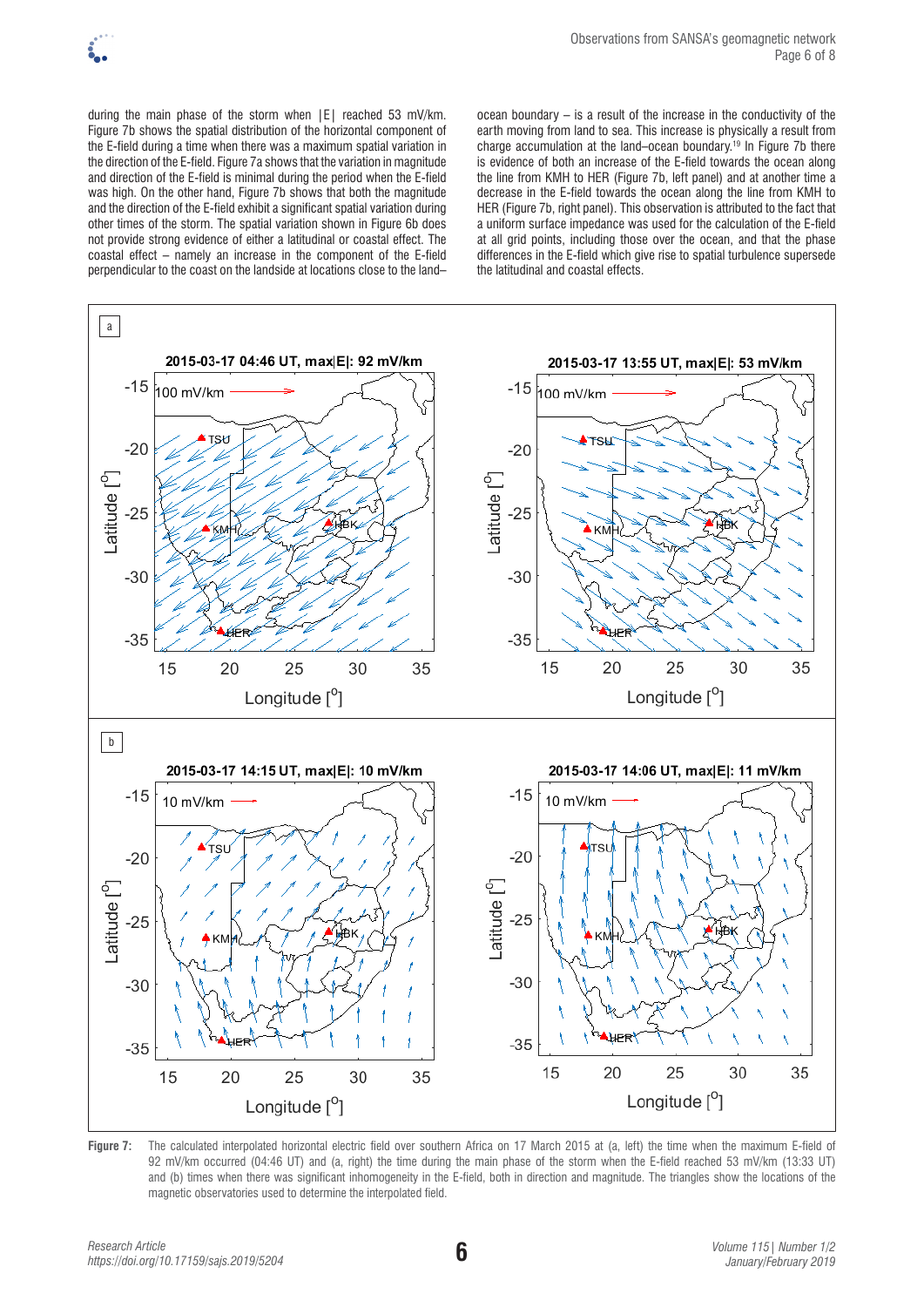during the main phase of the storm when |E| reached 53 mV/km. Figure 7b shows the spatial distribution of the horizontal component of the E-field during a time when there was a maximum spatial variation in the direction of the E-field. Figure 7a shows that the variation in magnitude and direction of the E-field is minimal during the period when the E-field was high. On the other hand, Figure 7b shows that both the magnitude and the direction of the E-field exhibit a significant spatial variation during other times of the storm. The spatial variation shown in Figure 6b does not provide strong evidence of either a latitudinal or coastal effect. The coastal effect – namely an increase in the component of the E-field perpendicular to the coast on the landside at locations close to the land–ocean boundary – is a result of the increase in the conductivity of the earth moving from land to sea. This increase is physically a result from charge accumulation at the land–ocean boundary.[19] In Figure 7b there is evidence of both an increase of the E-field towards the ocean along the line from KMH to HER (Figure 7b, left panel) and at another time a decrease in the E-field towards the ocean along the line from KMH to HER (Figure 7b, right panel). This observation is attributed to the fact that a uniform surface impedance was used for the calculation of the E-field at all grid points, including those over the ocean, and that the phase differences in the E-field which give rise to spatial turbulence supersede the latitudinal and coastal effects.

a

2015-03-17 04:46 UT, max|E|: 92 mV/km

100 mV/km

2015-03-17 13:55 UT, max|E|: 53 mV/km

100 mV/km

b

2015-03-17 14:15 UT, max|E|: 10 mV/km

10 mV/km

2015-03-17 14:06 UT, max|E|: 11 mV/km

10 mV/km

TSU KMH HBK HER

Latitude [$^{o}$]

Longitude [$^{o}$]

**Figure 7:** The calculated interpolated horizontal electric field over southern Africa on 17 March 2015 at (a, left) the time when the maximum E-field of 92 mV/km occurred (04:46 UT) and (a, right) the time during the main phase of the storm when the E-field reached 53 mV/km (13:33 UT) and (b) times when there was significant inhomogeneity in the E-field, both in direction and magnitude. The triangles show the locations of the magnetic observatories used to determine the interpolated field.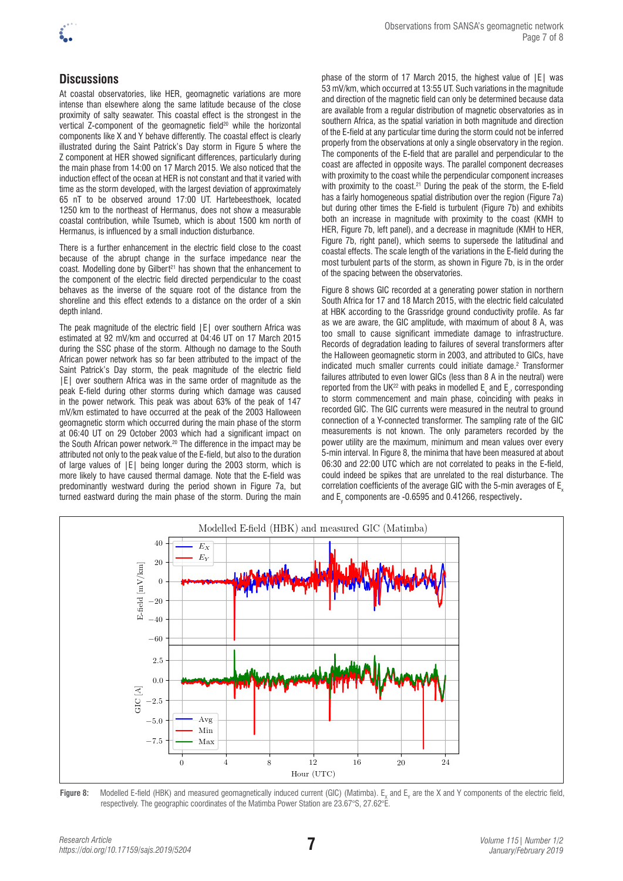## Discussions

At coastal observatories, like HER, geomagnetic variations are more intense than elsewhere along the same latitude because of the close proximity of salty seawater. This coastal effect is the strongest in the vertical Z-component of the geomagnetic field[20] while the horizontal components like X and Y behave differently. The coastal effect is clearly illustrated during the Saint Patrick's Day storm in Figure 5 where the Z component at HER showed significant differences, particularly during the main phase from 14:00 on 17 March 2015. We also noticed that the induction effect of the ocean at HER is not constant and that it varied with time as the storm developed, with the largest deviation of approximately 65 nT to be observed around 17:00 UT. Hartebeesthoek, located 1250 km to the northeast of Hermanus, does not show a measurable coastal contribution, while Tsumeb, which is about 1500 km north of Hermanus, is influenced by a small induction disturbance.

There is a further enhancement in the electric field close to the coast because of the abrupt change in the surface impedance near the coast. Modelling done by Gilbert[21] has shown that the enhancement to the component of the electric field directed perpendicular to the coast behaves as the inverse of the square root of the distance from the shoreline and this effect extends to a distance on the order of a skin depth inland.

The peak magnitude of the electric field $|E|$ over southern Africa was estimated at 92 mV/km and occurred at 04:46 UT on 17 March 2015 during the SSC phase of the storm. Although no damage to the South African power network has so far been attributed to the impact of the Saint Patrick's Day storm, the peak magnitude of the electric field $|E|$ over southern Africa was in the same order of magnitude as the peak E-field during other storms during which damage was caused in the power network. This peak was about 63% of the peak of 147 mV/km estimated to have occurred at the peak of the 2003 Halloween geomagnetic storm which occurred during the main phase of the storm at 06:40 UT on 29 October 2003 which had a significant impact on the South African power network.[20] The difference in the impact may be attributed not only to the peak value of the E-field, but also to the duration of large values of $|E|$ being longer during the 2003 storm, which is more likely to have caused thermal damage. Note that the E-field was predominantly westward during the period shown in Figure 7a, but turned eastward during the main phase of the storm. During the main phase of the storm of 17 March 2015, the highest value of $|E|$ was 53 mV/km, which occurred at 13:55 UT. Such variations in the magnitude and direction of the magnetic field can only be determined because data are available from a regular distribution of magnetic observatories as in southern Africa, as the spatial variation in both magnitude and direction of the E-field at any particular time during the storm could not be inferred properly from the observations at only a single observatory in the region. The components of the E-field that are parallel and perpendicular to the coast are affected in opposite ways. The parallel component decreases with proximity to the coast while the perpendicular component increases with proximity to the coast.[21] During the peak of the storm, the E-field has a fairly homogeneous spatial distribution over the region (Figure 7a) but during other times the E-field is turbulent (Figure 7b) and exhibits both an increase in magnitude with proximity to the coast (KMH to HER, Figure 7b, left panel), and a decrease in magnitude (KMH to HER, Figure 7b, right panel), which seems to supersede the latitudinal and coastal effects. The scale length of the variations in the E-field during the most turbulent parts of the storm, as shown in Figure 7b, is in the order of the spacing between the observatories.

Figure 8 shows GIC recorded at a generating power station in northern South Africa for 17 and 18 March 2015, with the electric field calculated at HBK according to the Grassridge ground conductivity profile. As far as we are aware, the GIC amplitude, with maximum of about 8 A, was too small to cause significant immediate damage to infrastructure. Records of degradation leading to failures of several transformers after the Halloween geomagnetic storm in 2003, and attributed to GICs, have indicated much smaller currents could initiate damage.[2] Transformer failures attributed to even lower GICs (less than 8 A in the neutral) were reported from the UK[22] with peaks in modelled $E_x$ and $E_y$, corresponding to storm commencement and main phase, coinciding with peaks in recorded GIC. The GIC currents were measured in the neutral to ground connection of a Y-connected transformer. The sampling rate of the GIC measurements is not known. The only parameters recorded by the power utility are the maximum, minimum and mean values over every 5-min interval. In Figure 8, the minima that have been measured at about 06:30 and 22:00 UTC which are not correlated to peaks in the E-field, could indeed be spikes that are unrelated to the real disturbance. The correlation coefficients of the average GIC with the 5-min averages of $E_x$ and $E_y$ components are -0.6595 and 0.41266, respectively.

Modelled E-field (HBK) and measured GIC (Matimba)

$E_X$
$E_Y$
E-field [mV/km]
40, 20, 0, −20, −40, −60

GIC [A]
2.5, 0.0, −2.5, −5.0, −7.5
Avg
Min
Max

Hour (UTC)
0, 4, 8, 12, 16, 20, 24

**Figure 8:** Modelled E-field (HBK) and measured geomagnetically induced current (GIC) (Matimba). $E_x$ and $E_y$ are the X and Y components of the electric field, respectively. The geographic coordinates of the Matimba Power Station are 23.67°S, 27.62°E.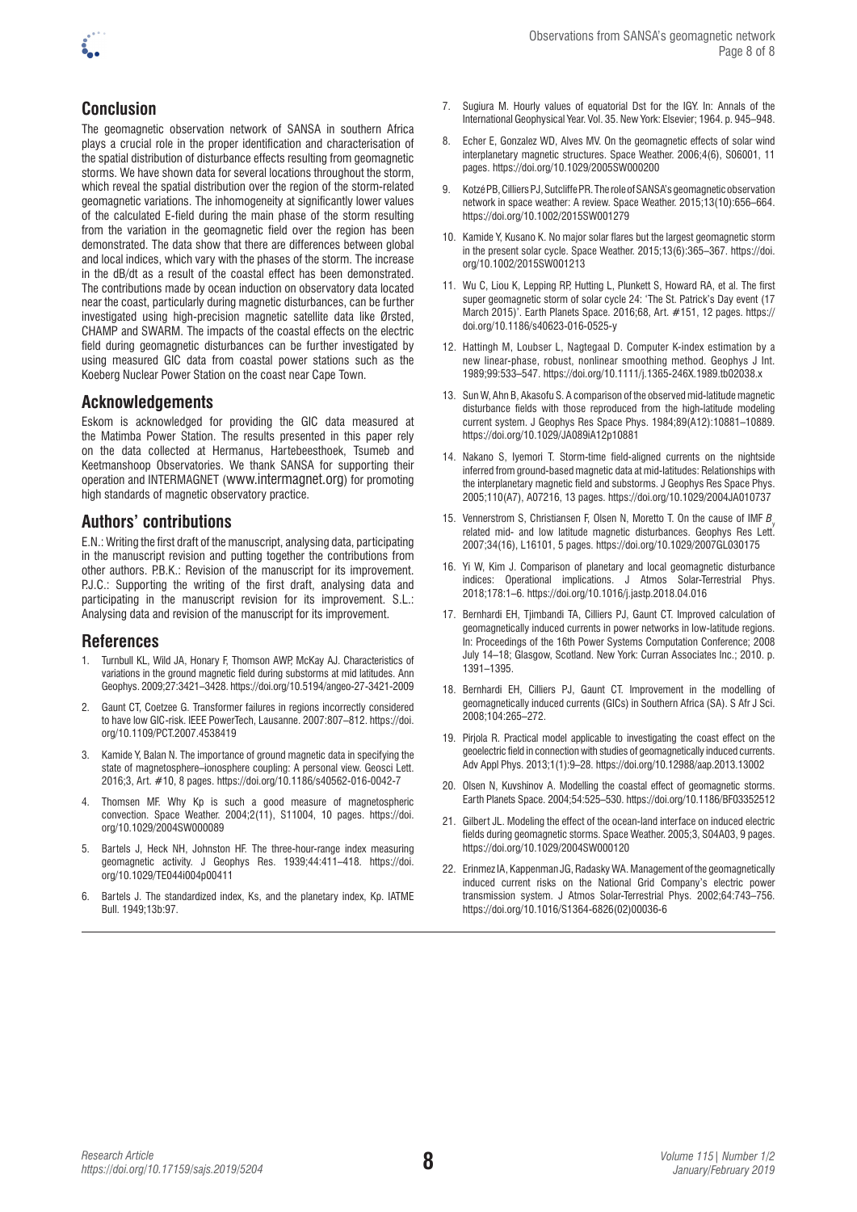## Conclusion

The geomagnetic observation network of SANSA in southern Africa plays a crucial role in the proper identification and characterisation of the spatial distribution of disturbance effects resulting from geomagnetic storms. We have shown data for several locations throughout the storm, which reveal the spatial distribution over the region of the storm-related geomagnetic variations. The inhomogeneity at significantly lower values of the calculated E-field during the main phase of the storm resulting from the variation in the geomagnetic field over the region has been demonstrated. The data show that there are differences between global and local indices, which vary with the phases of the storm. The increase in the dB/dt as a result of the coastal effect has been demonstrated. The contributions made by ocean induction on observatory data located near the coast, particularly during magnetic disturbances, can be further investigated using high-precision magnetic satellite data like Ørsted, CHAMP and SWARM. The impacts of the coastal effects on the electric field during geomagnetic disturbances can be further investigated by using measured GIC data from coastal power stations such as the Koeberg Nuclear Power Station on the coast near Cape Town.

## Acknowledgements

Eskom is acknowledged for providing the GIC data measured at the Matimba Power Station. The results presented in this paper rely on the data collected at Hermanus, Hartebeesthoek, Tsumeb and Keetmanshoop Observatories. We thank SANSA for supporting their operation and INTERMAGNET (www.intermagnet.org) for promoting high standards of magnetic observatory practice.

## Authors' contributions

E.N.: Writing the first draft of the manuscript, analysing data, participating in the manuscript revision and putting together the contributions from other authors. P.B.K.: Revision of the manuscript for its improvement. P.J.C.: Supporting the writing of the first draft, analysing data and participating in the manuscript revision for its improvement. S.L.: Analysing data and revision of the manuscript for its improvement.

## References

1. Turnbull KL, Wild JA, Honary F, Thomson AWP, McKay AJ. Characteristics of variations in the ground magnetic field during substorms at mid latitudes. Ann Geophys. 2009;27:3421–3428. https://doi.org/10.5194/angeo-27-3421-2009
2. Gaunt CT, Coetzee G. Transformer failures in regions incorrectly considered to have low GIC-risk. IEEE PowerTech, Lausanne. 2007:807–812. https://doi.org/10.1109/PCT.2007.4538419
3. Kamide Y, Balan N. The importance of ground magnetic data in specifying the state of magnetosphere–ionosphere coupling: A personal view. Geosci Lett. 2016;3, Art. #10, 8 pages. https://doi.org/10.1186/s40562-016-0042-7
4. Thomsen MF. Why Kp is such a good measure of magnetospheric convection. Space Weather. 2004;2(11), S11004, 10 pages. https://doi.org/10.1029/2004SW000089
5. Bartels J, Heck NH, Johnston HF. The three-hour-range index measuring geomagnetic activity. J Geophys Res. 1939;44:411–418. https://doi.org/10.1029/TE044i004p00411
6. Bartels J. The standardized index, Ks, and the planetary index, Kp. IATME Bull. 1949;13b:97.
7. Sugiura M. Hourly values of equatorial Dst for the IGY. In: Annals of the International Geophysical Year. Vol. 35. New York: Elsevier; 1964. p. 945–948.
8. Echer E, Gonzalez WD, Alves MV. On the geomagnetic effects of solar wind interplanetary magnetic structures. Space Weather. 2006;4(6), S06001, 11 pages. https://doi.org/10.1029/2005SW000200
9. Kotzé PB, Cilliers PJ, Sutcliffe PR. The role of SANSA's geomagnetic observation network in space weather: A review. Space Weather. 2015;13(10):656–664. https://doi.org/10.1002/2015SW001279
10. Kamide Y, Kusano K. No major solar flares but the largest geomagnetic storm in the present solar cycle. Space Weather. 2015;13(6):365–367. https://doi.org/10.1002/2015SW001213
11. Wu C, Liou K, Lepping RP, Hutting L, Plunkett S, Howard RA, et al. The first super geomagnetic storm of solar cycle 24: 'The St. Patrick's Day event (17 March 2015)'. Earth Planets Space. 2016;68, Art. #151, 12 pages. https://doi.org/10.1186/s40623-016-0525-y
12. Hattingh M, Loubser L, Nagtegaal D. Computer K-index estimation by a new linear-phase, robust, nonlinear smoothing method. Geophys J Int. 1989;99:533–547. https://doi.org/10.1111/j.1365-246X.1989.tb02038.x
13. Sun W, Ahn B, Akasofu S. A comparison of the observed mid-latitude magnetic disturbance fields with those reproduced from the high-latitude modeling current system. J Geophys Res Space Phys. 1984;89(A12):10881–10889. https://doi.org/10.1029/JA089iA12p10881
14. Nakano S, Iyemori T. Storm-time field-aligned currents on the nightside inferred from ground-based magnetic data at mid-latitudes: Relationships with the interplanetary magnetic field and substorms. J Geophys Res Space Phys. 2005;110(A7), A07216, 13 pages. https://doi.org/10.1029/2004JA010737
15. Vennerstrom S, Christiansen F, Olsen N, Moretto T. On the cause of IMF $B_y$ related mid- and low latitude magnetic disturbances. Geophys Res Lett. 2007;34(16), L16101, 5 pages. https://doi.org/10.1029/2007GL030175
16. Yi W, Kim J. Comparison of planetary and local geomagnetic disturbance indices: Operational implications. J Atmos Solar-Terrestrial Phys. 2018;178:1–6. https://doi.org/10.1016/j.jastp.2018.04.016
17. Bernhardi EH, Tjimbandi TA, Cilliers PJ, Gaunt CT. Improved calculation of geomagnetically induced currents in power networks in low-latitude regions. In: Proceedings of the 16th Power Systems Computation Conference; 2008 July 14–18; Glasgow, Scotland. New York: Curran Associates Inc.; 2010. p. 1391–1395.
18. Bernhardi EH, Cilliers PJ, Gaunt CT. Improvement in the modelling of geomagnetically induced currents (GICs) in Southern Africa (SA). S Afr J Sci. 2008;104:265–272.
19. Pirjola R. Practical model applicable to investigating the coast effect on the geoelectric field in connection with studies of geomagnetically induced currents. Adv Appl Phys. 2013;1(1):9–28. https://doi.org/10.12988/aap.2013.13002
20. Olsen N, Kuvshinov A. Modelling the coastal effect of geomagnetic storms. Earth Planets Space. 2004;54:525–530. https://doi.org/10.1186/BF03352512
21. Gilbert JL. Modeling the effect of the ocean-land interface on induced electric fields during geomagnetic storms. Space Weather. 2005;3, S04A03, 9 pages. https://doi.org/10.1029/2004SW000120
22. Erinmez IA, Kappenman JG, Radasky WA. Management of the geomagnetically induced current risks on the National Grid Company's electric power transmission system. J Atmos Solar-Terrestrial Phys. 2002;64:743–756. https://doi.org/10.1016/S1364-6826(02)00036-6